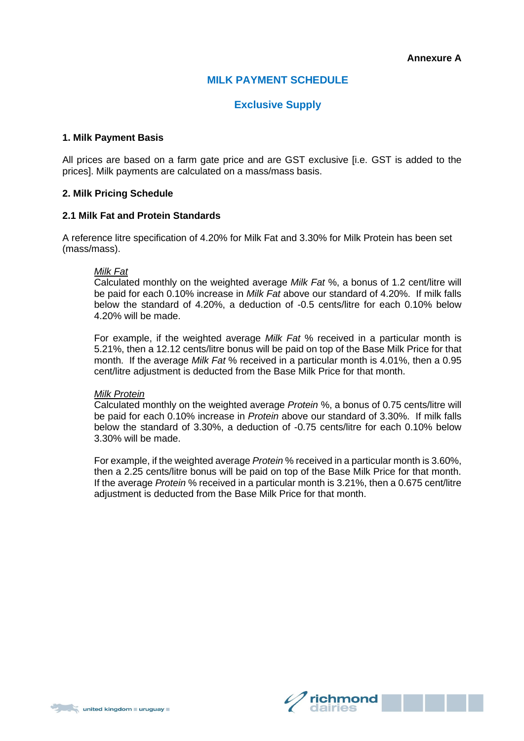**Annexure A**

## MILK PAYMENT SCHEDULE

## Exclusive Supply

### 1. Milk Payment Basis

All prices are based on a farm gate price and are GST exclusive [i.e. GST is added to the prices]. Milk payments are calculated on a mass/mass basis.

### 2. Milk Pricing Schedule

### 2.1 Milk Fat and Protein Standards

A reference litre specification of 4.20% for Milk Fat and 3.30% for Milk Protein has been set (mass/mass).

<u>*Milk Fat*</u>
Calculated monthly on the weighted average *Milk Fat* %, a bonus of 1.2 cent/litre will be paid for each 0.10% increase in *Milk Fat* above our standard of 4.20%. If milk falls below the standard of 4.20%, a deduction of -0.5 cents/litre for each 0.10% below 4.20% will be made.

For example, if the weighted average *Milk Fat* % received in a particular month is 5.21%, then a 12.12 cents/litre bonus will be paid on top of the Base Milk Price for that month. If the average *Milk Fat* % received in a particular month is 4.01%, then a 0.95 cent/litre adjustment is deducted from the Base Milk Price for that month.

<u>*Milk Protein*</u>
Calculated monthly on the weighted average *Protein* %, a bonus of 0.75 cents/litre will be paid for each 0.10% increase in *Protein* above our standard of 3.30%. If milk falls below the standard of 3.30%, a deduction of -0.75 cents/litre for each 0.10% below 3.30% will be made.

For example, if the weighted average *Protein* % received in a particular month is 3.60%, then a 2.25 cents/litre bonus will be paid on top of the Base Milk Price for that month. If the average *Protein* % received in a particular month is 3.21%, then a 0.675 cent/litre adjustment is deducted from the Base Milk Price for that month.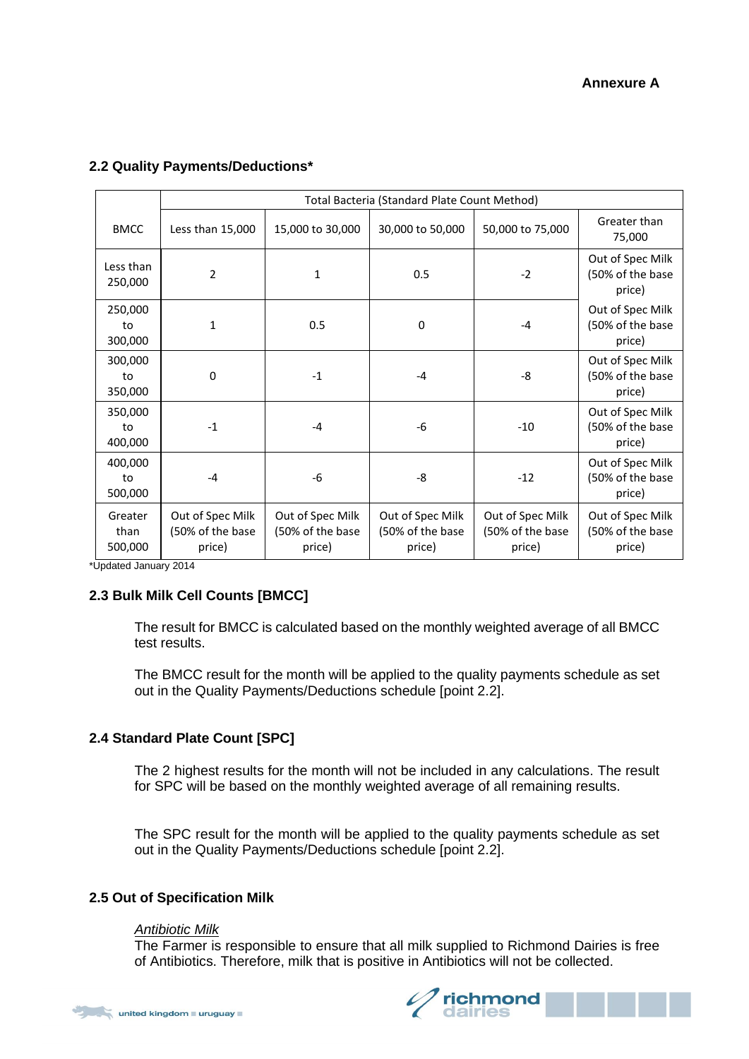**Annexure A**

## 2.2 Quality Payments/Deductions*

| BMCC | Total Bacteria (Standard Plate Count Method) | | | | |
|---|---|---|---|---|---|
| | Less than 15,000 | 15,000 to 30,000 | 30,000 to 50,000 | 50,000 to 75,000 | Greater than 75,000 |
| Less than 250,000 | 2 | 1 | 0.5 | -2 | Out of Spec Milk (50% of the base price) |
| 250,000 to 300,000 | 1 | 0.5 | 0 | -4 | Out of Spec Milk (50% of the base price) |
| 300,000 to 350,000 | 0 | -1 | -4 | -8 | Out of Spec Milk (50% of the base price) |
| 350,000 to 400,000 | -1 | -4 | -6 | -10 | Out of Spec Milk (50% of the base price) |
| 400,000 to 500,000 | -4 | -6 | -8 | -12 | Out of Spec Milk (50% of the base price) |
| Greater than 500,000 | Out of Spec Milk (50% of the base price) | Out of Spec Milk (50% of the base price) | Out of Spec Milk (50% of the base price) | Out of Spec Milk (50% of the base price) | Out of Spec Milk (50% of the base price) |

*Updated January 2014

## 2.3 Bulk Milk Cell Counts [BMCC]

The result for BMCC is calculated based on the monthly weighted average of all BMCC test results.

The BMCC result for the month will be applied to the quality payments schedule as set out in the Quality Payments/Deductions schedule [point 2.2].

## 2.4 Standard Plate Count [SPC]

The 2 highest results for the month will not be included in any calculations. The result for SPC will be based on the monthly weighted average of all remaining results.

The SPC result for the month will be applied to the quality payments schedule as set out in the Quality Payments/Deductions schedule [point 2.2].

## 2.5 Out of Specification Milk

*Antibiotic Milk*

The Farmer is responsible to ensure that all milk supplied to Richmond Dairies is free of Antibiotics. Therefore, milk that is positive in Antibiotics will not be collected.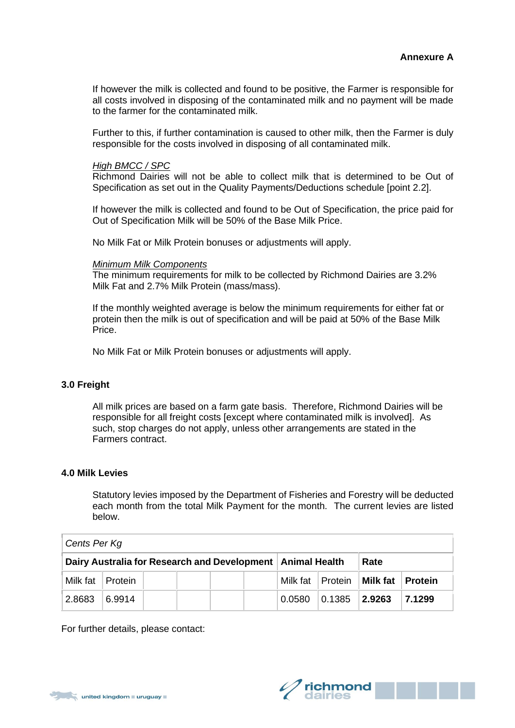If however the milk is collected and found to be positive, the Farmer is responsible for all costs involved in disposing of the contaminated milk and no payment will be made to the farmer for the contaminated milk.

Further to this, if further contamination is caused to other milk, then the Farmer is duly responsible for the costs involved in disposing of all contaminated milk.

*High BMCC / SPC*
Richmond Dairies will not be able to collect milk that is determined to be Out of Specification as set out in the Quality Payments/Deductions schedule [point 2.2].

If however the milk is collected and found to be Out of Specification, the price paid for Out of Specification Milk will be 50% of the Base Milk Price.

No Milk Fat or Milk Protein bonuses or adjustments will apply.

*Minimum Milk Components*
The minimum requirements for milk to be collected by Richmond Dairies are 3.2% Milk Fat and 2.7% Milk Protein (mass/mass).

If the monthly weighted average is below the minimum requirements for either fat or protein then the milk is out of specification and will be paid at 50% of the Base Milk Price.

No Milk Fat or Milk Protein bonuses or adjustments will apply.

### 3.0 Freight

All milk prices are based on a farm gate basis. Therefore, Richmond Dairies will be responsible for all freight costs [except where contaminated milk is involved]. As such, stop charges do not apply, unless other arrangements are stated in the Farmers contract.

### 4.0 Milk Levies

Statutory levies imposed by the Department of Fisheries and Forestry will be deducted each month from the total Milk Payment for the month. The current levies are listed below.

| *Cents Per Kg* | | | | | | | | | |
|---|---|---|---|---|---|---|---|---|---|
| **Dairy Australia for Research and Development** | | | | | | **Animal Health** | | **Rate** | |
| Milk fat | Protein | | | | | Milk fat | Protein | **Milk fat** | **Protein** |
| 2.8683 | 6.9914 | | | | | 0.0580 | 0.1385 | **2.9263** | **7.1299** |

For further details, please contact: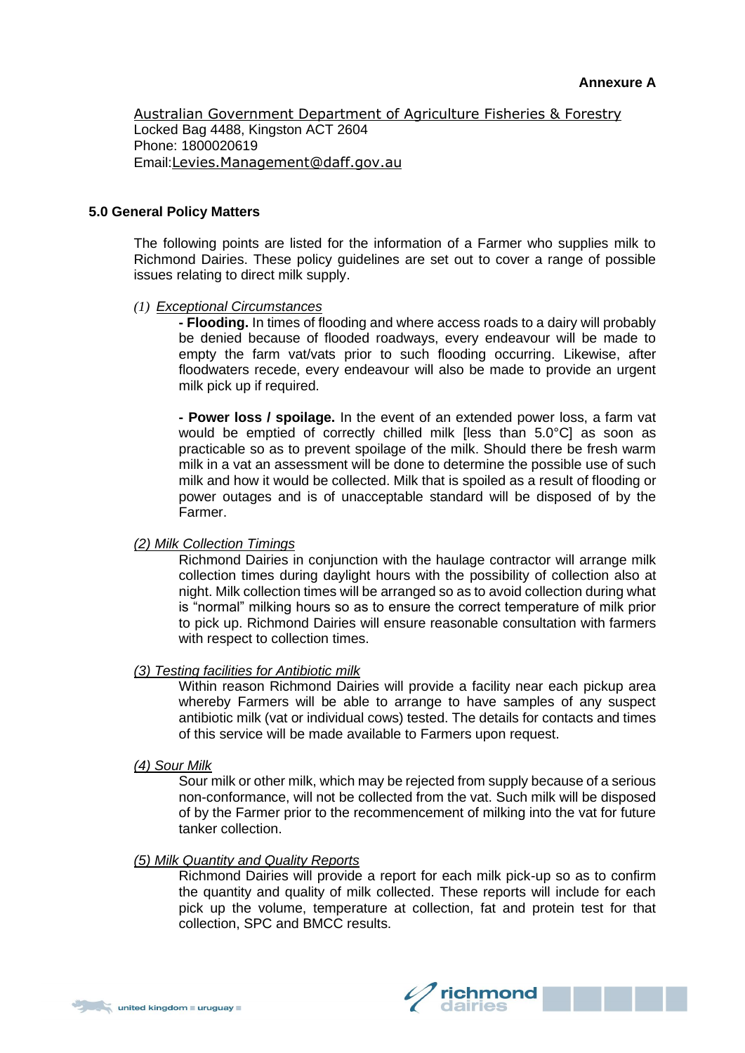**Annexure A**

Australian Government Department of Agriculture Fisheries & Forestry
Locked Bag 4488, Kingston ACT 2604
Phone: 1800020619
Email:Levies.Management@daff.gov.au

## 5.0 General Policy Matters

The following points are listed for the information of a Farmer who supplies milk to Richmond Dairies. These policy guidelines are set out to cover a range of possible issues relating to direct milk supply.

*(1) Exceptional Circumstances*

**- Flooding.** In times of flooding and where access roads to a dairy will probably be denied because of flooded roadways, every endeavour will be made to empty the farm vat/vats prior to such flooding occurring. Likewise, after floodwaters recede, every endeavour will also be made to provide an urgent milk pick up if required.

**- Power loss / spoilage.** In the event of an extended power loss, a farm vat would be emptied of correctly chilled milk [less than 5.0°C] as soon as practicable so as to prevent spoilage of the milk. Should there be fresh warm milk in a vat an assessment will be done to determine the possible use of such milk and how it would be collected. Milk that is spoiled as a result of flooding or power outages and is of unacceptable standard will be disposed of by the Farmer.

*(2) Milk Collection Timings*

Richmond Dairies in conjunction with the haulage contractor will arrange milk collection times during daylight hours with the possibility of collection also at night. Milk collection times will be arranged so as to avoid collection during what is "normal" milking hours so as to ensure the correct temperature of milk prior to pick up. Richmond Dairies will ensure reasonable consultation with farmers with respect to collection times.

*(3) Testing facilities for Antibiotic milk*

Within reason Richmond Dairies will provide a facility near each pickup area whereby Farmers will be able to arrange to have samples of any suspect antibiotic milk (vat or individual cows) tested. The details for contacts and times of this service will be made available to Farmers upon request.

*(4) Sour Milk*

Sour milk or other milk, which may be rejected from supply because of a serious non-conformance, will not be collected from the vat. Such milk will be disposed of by the Farmer prior to the recommencement of milking into the vat for future tanker collection.

*(5) Milk Quantity and Quality Reports*

Richmond Dairies will provide a report for each milk pick-up so as to confirm the quantity and quality of milk collected. These reports will include for each pick up the volume, temperature at collection, fat and protein test for that collection, SPC and BMCC results.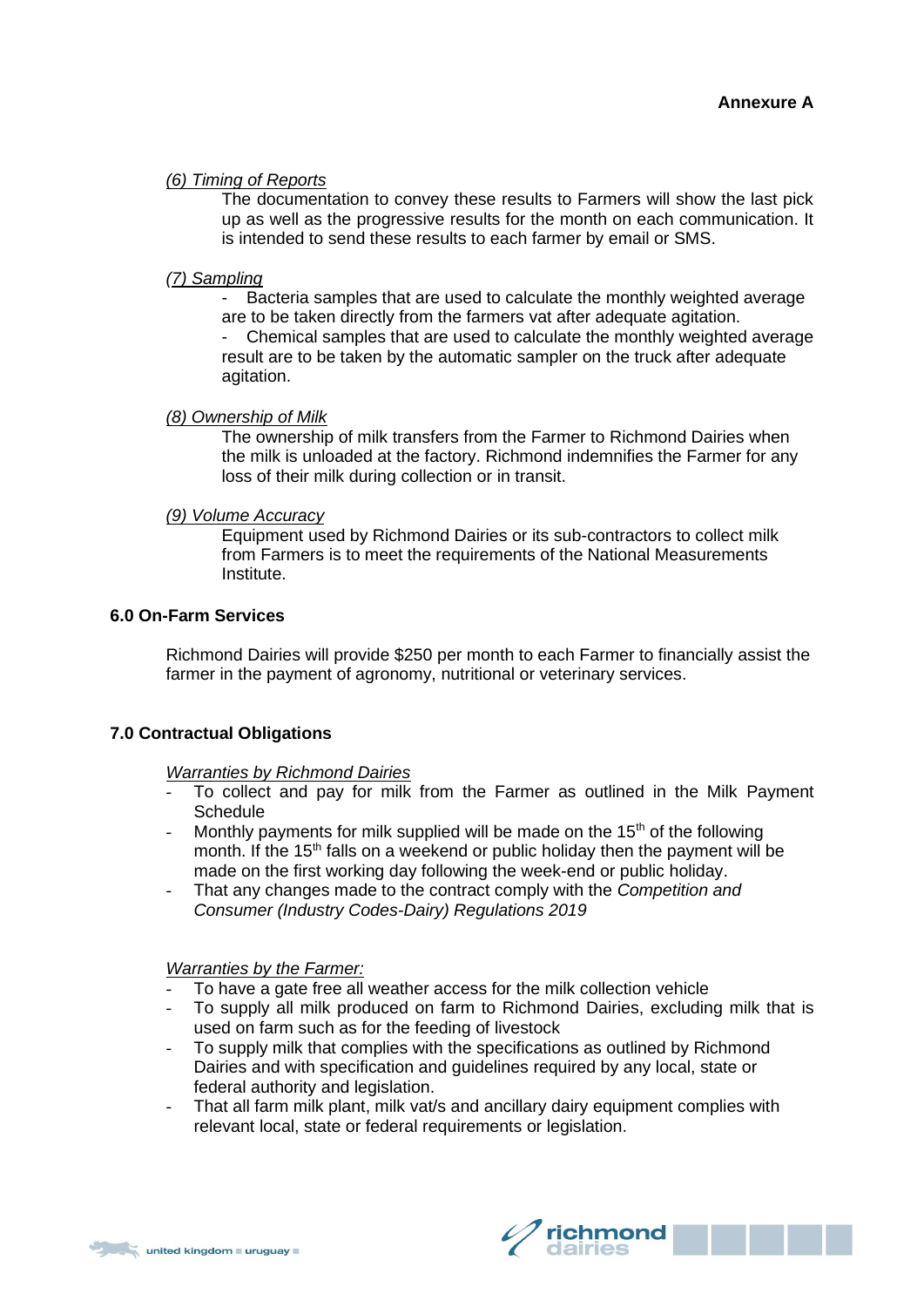**Annexure A**

*(6) Timing of Reports*

The documentation to convey these results to Farmers will show the last pick up as well as the progressive results for the month on each communication. It is intended to send these results to each farmer by email or SMS.

*(7) Sampling*

- Bacteria samples that are used to calculate the monthly weighted average are to be taken directly from the farmers vat after adequate agitation.
- Chemical samples that are used to calculate the monthly weighted average result are to be taken by the automatic sampler on the truck after adequate agitation.

*(8) Ownership of Milk*

The ownership of milk transfers from the Farmer to Richmond Dairies when the milk is unloaded at the factory. Richmond indemnifies the Farmer for any loss of their milk during collection or in transit.

*(9) Volume Accuracy*

Equipment used by Richmond Dairies or its sub-contractors to collect milk from Farmers is to meet the requirements of the National Measurements Institute.

## 6.0 On-Farm Services

Richmond Dairies will provide $250 per month to each Farmer to financially assist the farmer in the payment of agronomy, nutritional or veterinary services.

## 7.0 Contractual Obligations

*Warranties by Richmond Dairies*

- To collect and pay for milk from the Farmer as outlined in the Milk Payment Schedule
- Monthly payments for milk supplied will be made on the 15th of the following month. If the 15th falls on a weekend or public holiday then the payment will be made on the first working day following the week-end or public holiday.
- That any changes made to the contract comply with the *Competition and Consumer (Industry Codes-Dairy) Regulations 2019*

*Warranties by the Farmer:*

- To have a gate free all weather access for the milk collection vehicle
- To supply all milk produced on farm to Richmond Dairies, excluding milk that is used on farm such as for the feeding of livestock
- To supply milk that complies with the specifications as outlined by Richmond Dairies and with specification and guidelines required by any local, state or federal authority and legislation.
- That all farm milk plant, milk vat/s and ancillary dairy equipment complies with relevant local, state or federal requirements or legislation.